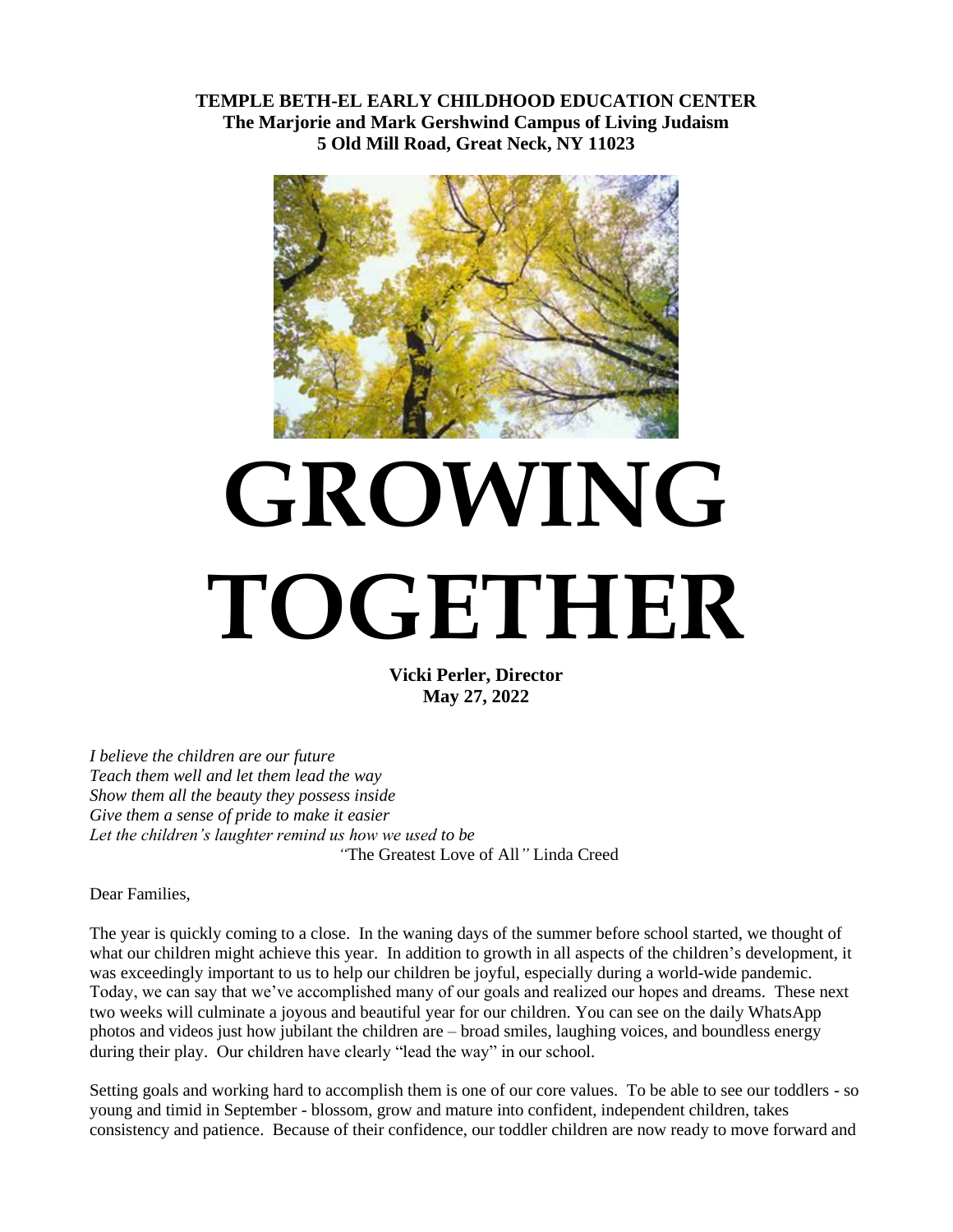**TEMPLE BETH-EL EARLY CHILDHOOD EDUCATION CENTER**
**The Marjorie and Mark Gershwind Campus of Living Judaism**
**5 Old Mill Road, Great Neck, NY 11023**

# GROWING TOGETHER

**Vicki Perler, Director**
**May 27, 2022**

*I believe the children are our future*
*Teach them well and let them lead the way*
*Show them all the beauty they possess inside*
*Give them a sense of pride to make it easier*
*Let the children's laughter remind us how we used to be*
*"*The Greatest Love of All*"* Linda Creed

Dear Families,

The year is quickly coming to a close. In the waning days of the summer before school started, we thought of what our children might achieve this year. In addition to growth in all aspects of the children's development, it was exceedingly important to us to help our children be joyful, especially during a world-wide pandemic. Today, we can say that we've accomplished many of our goals and realized our hopes and dreams. These next two weeks will culminate a joyous and beautiful year for our children. You can see on the daily WhatsApp photos and videos just how jubilant the children are – broad smiles, laughing voices, and boundless energy during their play. Our children have clearly "lead the way" in our school.

Setting goals and working hard to accomplish them is one of our core values. To be able to see our toddlers - so young and timid in September - blossom, grow and mature into confident, independent children, takes consistency and patience. Because of their confidence, our toddler children are now ready to move forward and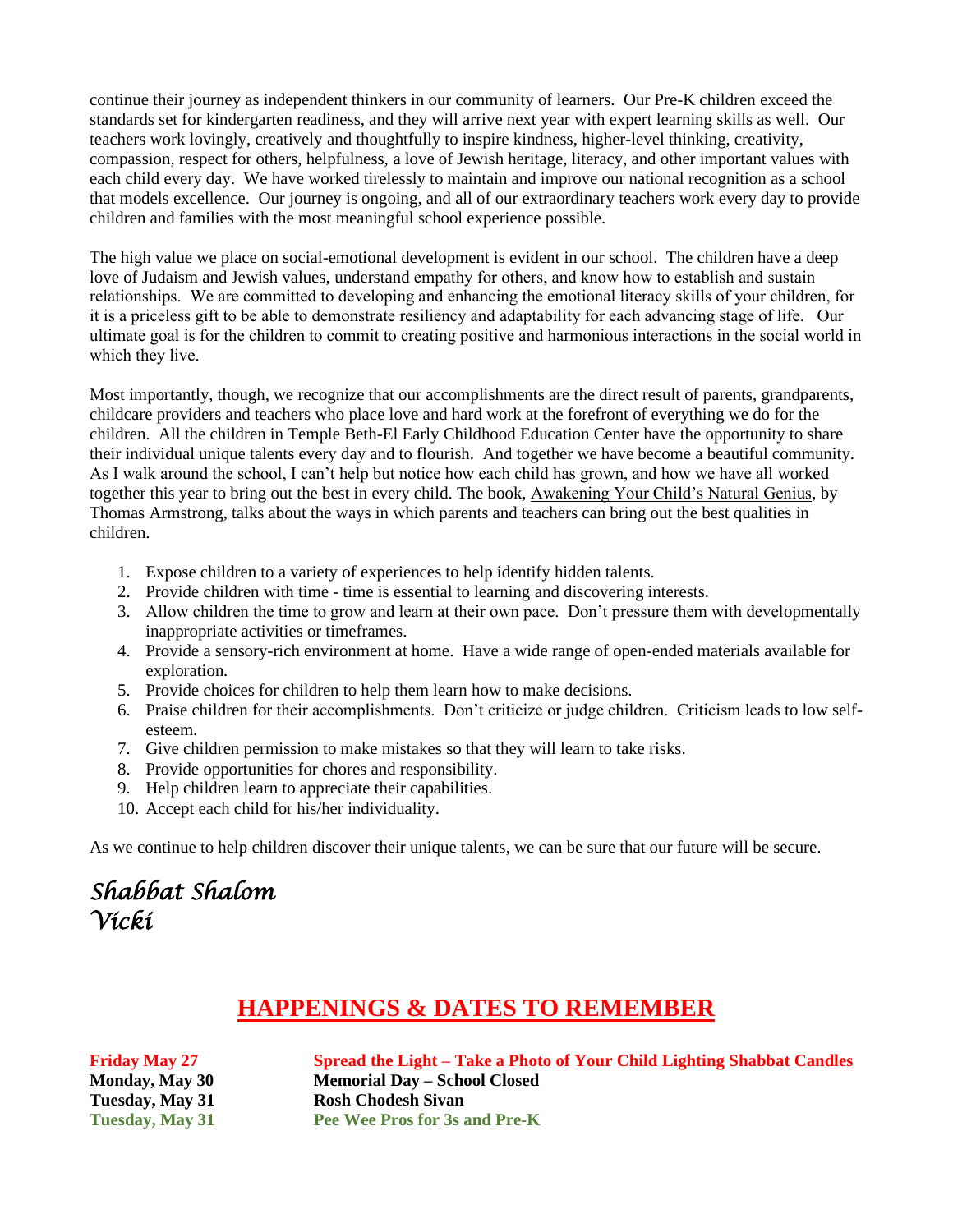continue their journey as independent thinkers in our community of learners. Our Pre-K children exceed the standards set for kindergarten readiness, and they will arrive next year with expert learning skills as well. Our teachers work lovingly, creatively and thoughtfully to inspire kindness, higher-level thinking, creativity, compassion, respect for others, helpfulness, a love of Jewish heritage, literacy, and other important values with each child every day. We have worked tirelessly to maintain and improve our national recognition as a school that models excellence. Our journey is ongoing, and all of our extraordinary teachers work every day to provide children and families with the most meaningful school experience possible.

The high value we place on social-emotional development is evident in our school. The children have a deep love of Judaism and Jewish values, understand empathy for others, and know how to establish and sustain relationships. We are committed to developing and enhancing the emotional literacy skills of your children, for it is a priceless gift to be able to demonstrate resiliency and adaptability for each advancing stage of life. Our ultimate goal is for the children to commit to creating positive and harmonious interactions in the social world in which they live.

Most importantly, though, we recognize that our accomplishments are the direct result of parents, grandparents, childcare providers and teachers who place love and hard work at the forefront of everything we do for the children. All the children in Temple Beth-El Early Childhood Education Center have the opportunity to share their individual unique talents every day and to flourish. And together we have become a beautiful community. As I walk around the school, I can't help but notice how each child has grown, and how we have all worked together this year to bring out the best in every child. The book, Awakening Your Child's Natural Genius, by Thomas Armstrong, talks about the ways in which parents and teachers can bring out the best qualities in children.

1. Expose children to a variety of experiences to help identify hidden talents.
2. Provide children with time - time is essential to learning and discovering interests.
3. Allow children the time to grow and learn at their own pace. Don't pressure them with developmentally inappropriate activities or timeframes.
4. Provide a sensory-rich environment at home. Have a wide range of open-ended materials available for exploration.
5. Provide choices for children to help them learn how to make decisions.
6. Praise children for their accomplishments. Don't criticize or judge children. Criticism leads to low self-esteem.
7. Give children permission to make mistakes so that they will learn to take risks.
8. Provide opportunities for chores and responsibility.
9. Help children learn to appreciate their capabilities.
10. Accept each child for his/her individuality.

As we continue to help children discover their unique talents, we can be sure that our future will be secure.

*Shabbat Shalom*
*Vicki*

## HAPPENINGS & DATES TO REMEMBER

| | |
|---|---|
| **Friday May 27** | **Spread the Light – Take a Photo of Your Child Lighting Shabbat Candles** |
| **Monday, May 30** | **Memorial Day – School Closed** |
| **Tuesday, May 31** | **Rosh Chodesh Sivan** |
| **Tuesday, May 31** | **Pee Wee Pros for 3s and Pre-K** |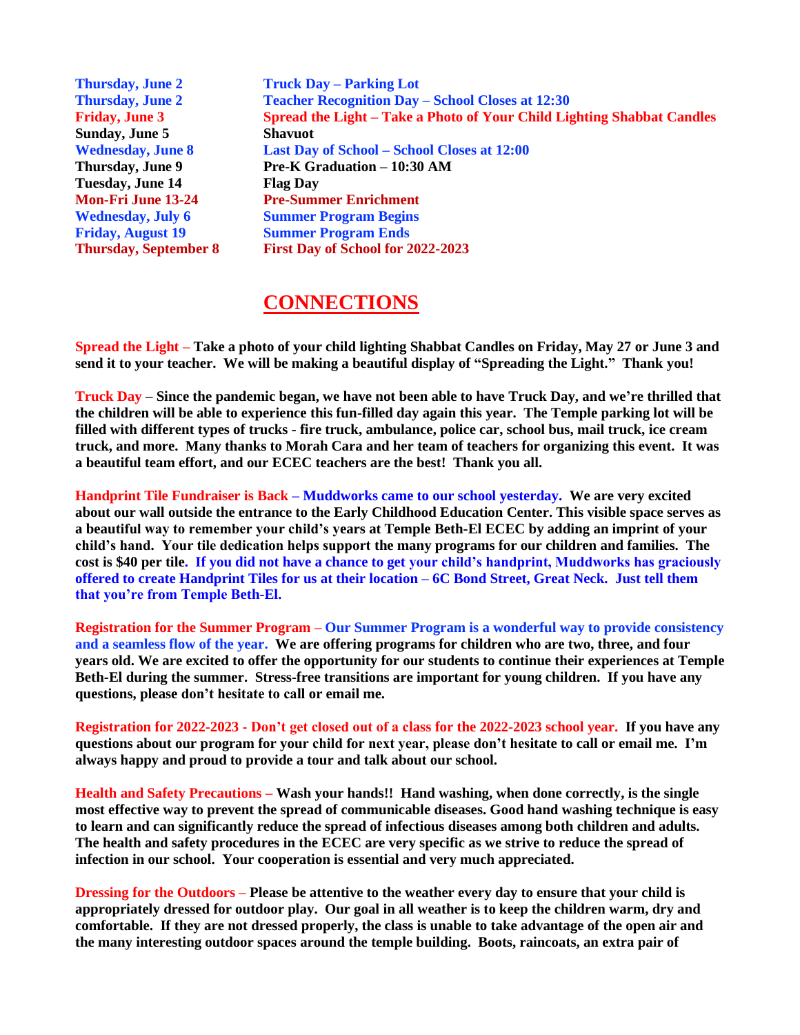| | |
|---|---|
| **Thursday, June 2** | **Truck Day – Parking Lot** |
| **Thursday, June 2** | **Teacher Recognition Day – School Closes at 12:30** |
| **Friday, June 3** | **Spread the Light – Take a Photo of Your Child Lighting Shabbat Candles** |
| **Sunday, June 5** | **Shavuot** |
| **Wednesday, June 8** | **Last Day of School – School Closes at 12:00** |
| **Thursday, June 9** | **Pre-K Graduation – 10:30 AM** |
| **Tuesday, June 14** | **Flag Day** |
| **Mon-Fri June 13-24** | **Pre-Summer Enrichment** |
| **Wednesday, July 6** | **Summer Program Begins** |
| **Friday, August 19** | **Summer Program Ends** |
| **Thursday, September 8** | **First Day of School for 2022-2023** |

# CONNECTIONS

**Spread the Light – Take a photo of your child lighting Shabbat Candles on Friday, May 27 or June 3 and send it to your teacher. We will be making a beautiful display of "Spreading the Light." Thank you!**

**Truck Day – Since the pandemic began, we have not been able to have Truck Day, and we're thrilled that the children will be able to experience this fun-filled day again this year. The Temple parking lot will be filled with different types of trucks - fire truck, ambulance, police car, school bus, mail truck, ice cream truck, and more. Many thanks to Morah Cara and her team of teachers for organizing this event. It was a beautiful team effort, and our ECEC teachers are the best! Thank you all.**

**Handprint Tile Fundraiser is Back – Muddworks came to our school yesterday. We are very excited about our wall outside the entrance to the Early Childhood Education Center. This visible space serves as a beautiful way to remember your child's years at Temple Beth-El ECEC by adding an imprint of your child's hand. Your tile dedication helps support the many programs for our children and families. The cost is $40 per tile. If you did not have a chance to get your child's handprint, Muddworks has graciously offered to create Handprint Tiles for us at their location – 6C Bond Street, Great Neck. Just tell them that you're from Temple Beth-El.**

**Registration for the Summer Program – Our Summer Program is a wonderful way to provide consistency and a seamless flow of the year. We are offering programs for children who are two, three, and four years old. We are excited to offer the opportunity for our students to continue their experiences at Temple Beth-El during the summer. Stress-free transitions are important for young children. If you have any questions, please don't hesitate to call or email me.**

**Registration for 2022-2023 - Don't get closed out of a class for the 2022-2023 school year. If you have any questions about our program for your child for next year, please don't hesitate to call or email me. I'm always happy and proud to provide a tour and talk about our school.**

**Health and Safety Precautions – Wash your hands!! Hand washing, when done correctly, is the single most effective way to prevent the spread of communicable diseases. Good hand washing technique is easy to learn and can significantly reduce the spread of infectious diseases among both children and adults. The health and safety procedures in the ECEC are very specific as we strive to reduce the spread of infection in our school. Your cooperation is essential and very much appreciated.**

**Dressing for the Outdoors – Please be attentive to the weather every day to ensure that your child is appropriately dressed for outdoor play. Our goal in all weather is to keep the children warm, dry and comfortable. If they are not dressed properly, the class is unable to take advantage of the open air and the many interesting outdoor spaces around the temple building. Boots, raincoats, an extra pair of**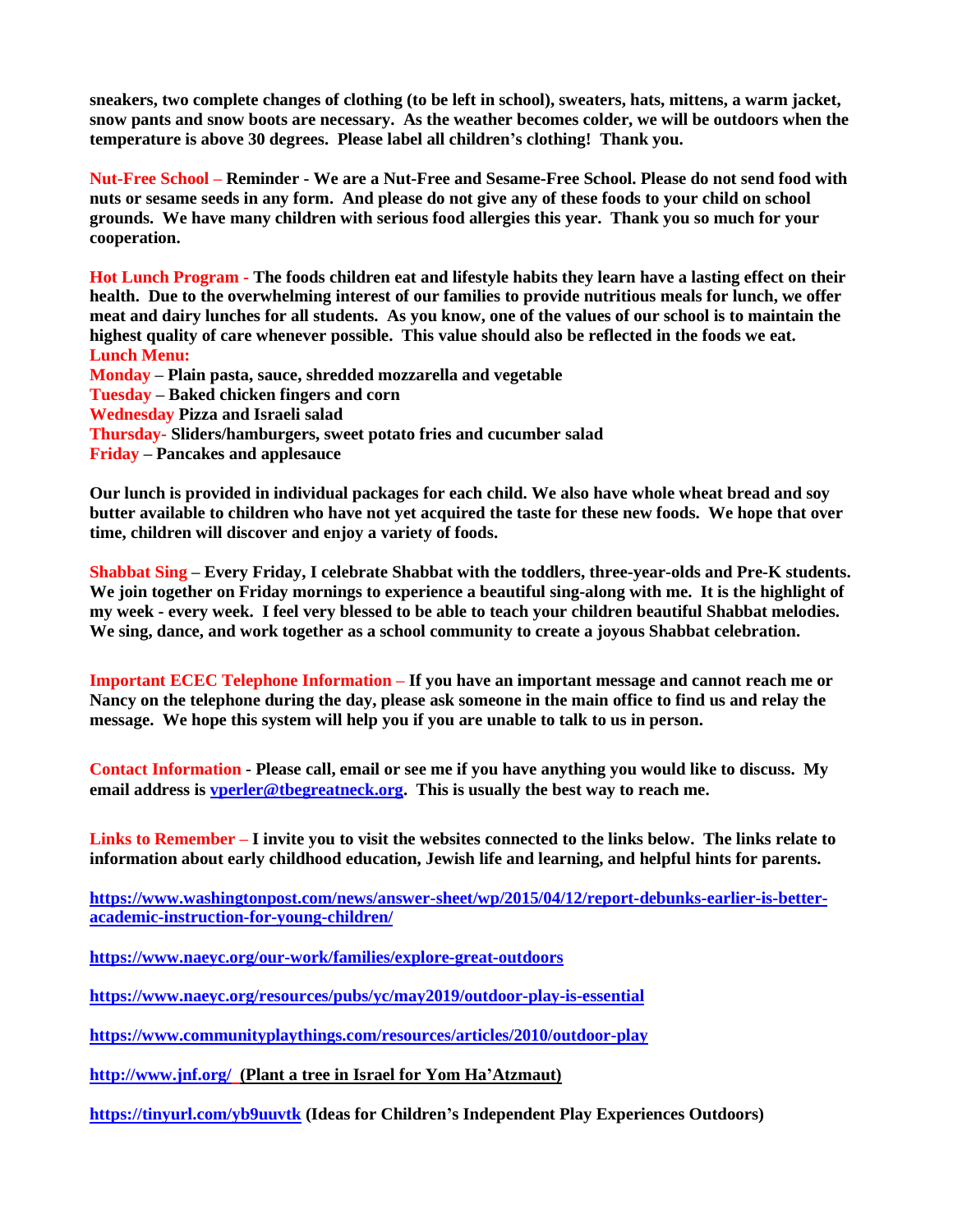**sneakers, two complete changes of clothing (to be left in school), sweaters, hats, mittens, a warm jacket, snow pants and snow boots are necessary. As the weather becomes colder, we will be outdoors when the temperature is above 30 degrees. Please label all children's clothing! Thank you.**

**Nut-Free School – Reminder - We are a Nut-Free and Sesame-Free School. Please do not send food with nuts or sesame seeds in any form. And please do not give any of these foods to your child on school grounds. We have many children with serious food allergies this year. Thank you so much for your cooperation.**

**Hot Lunch Program - The foods children eat and lifestyle habits they learn have a lasting effect on their health. Due to the overwhelming interest of our families to provide nutritious meals for lunch, we offer meat and dairy lunches for all students. As you know, one of the values of our school is to maintain the highest quality of care whenever possible. This value should also be reflected in the foods we eat.**
**Lunch Menu:**
**Monday – Plain pasta, sauce, shredded mozzarella and vegetable**
**Tuesday – Baked chicken fingers and corn**
**Wednesday Pizza and Israeli salad**
**Thursday- Sliders/hamburgers, sweet potato fries and cucumber salad**
**Friday – Pancakes and applesauce**

**Our lunch is provided in individual packages for each child. We also have whole wheat bread and soy butter available to children who have not yet acquired the taste for these new foods. We hope that over time, children will discover and enjoy a variety of foods.**

**Shabbat Sing – Every Friday, I celebrate Shabbat with the toddlers, three-year-olds and Pre-K students. We join together on Friday mornings to experience a beautiful sing-along with me. It is the highlight of my week - every week. I feel very blessed to be able to teach your children beautiful Shabbat melodies. We sing, dance, and work together as a school community to create a joyous Shabbat celebration.**

**Important ECEC Telephone Information – If you have an important message and cannot reach me or Nancy on the telephone during the day, please ask someone in the main office to find us and relay the message. We hope this system will help you if you are unable to talk to us in person.**

**Contact Information - Please call, email or see me if you have anything you would like to discuss. My email address is vperler@tbegreatneck.org. This is usually the best way to reach me.**

**Links to Remember – I invite you to visit the websites connected to the links below. The links relate to information about early childhood education, Jewish life and learning, and helpful hints for parents.**

**https://www.washingtonpost.com/news/answer-sheet/wp/2015/04/12/report-debunks-earlier-is-better-academic-instruction-for-young-children/**

**https://www.naeyc.org/our-work/families/explore-great-outdoors**

**https://www.naeyc.org/resources/pubs/yc/may2019/outdoor-play-is-essential**

**https://www.communityplaythings.com/resources/articles/2010/outdoor-play**

**http://www.jnf.org/ (Plant a tree in Israel for Yom Ha'Atzmaut)**

**https://tinyurl.com/yb9uuvtk (Ideas for Children's Independent Play Experiences Outdoors)**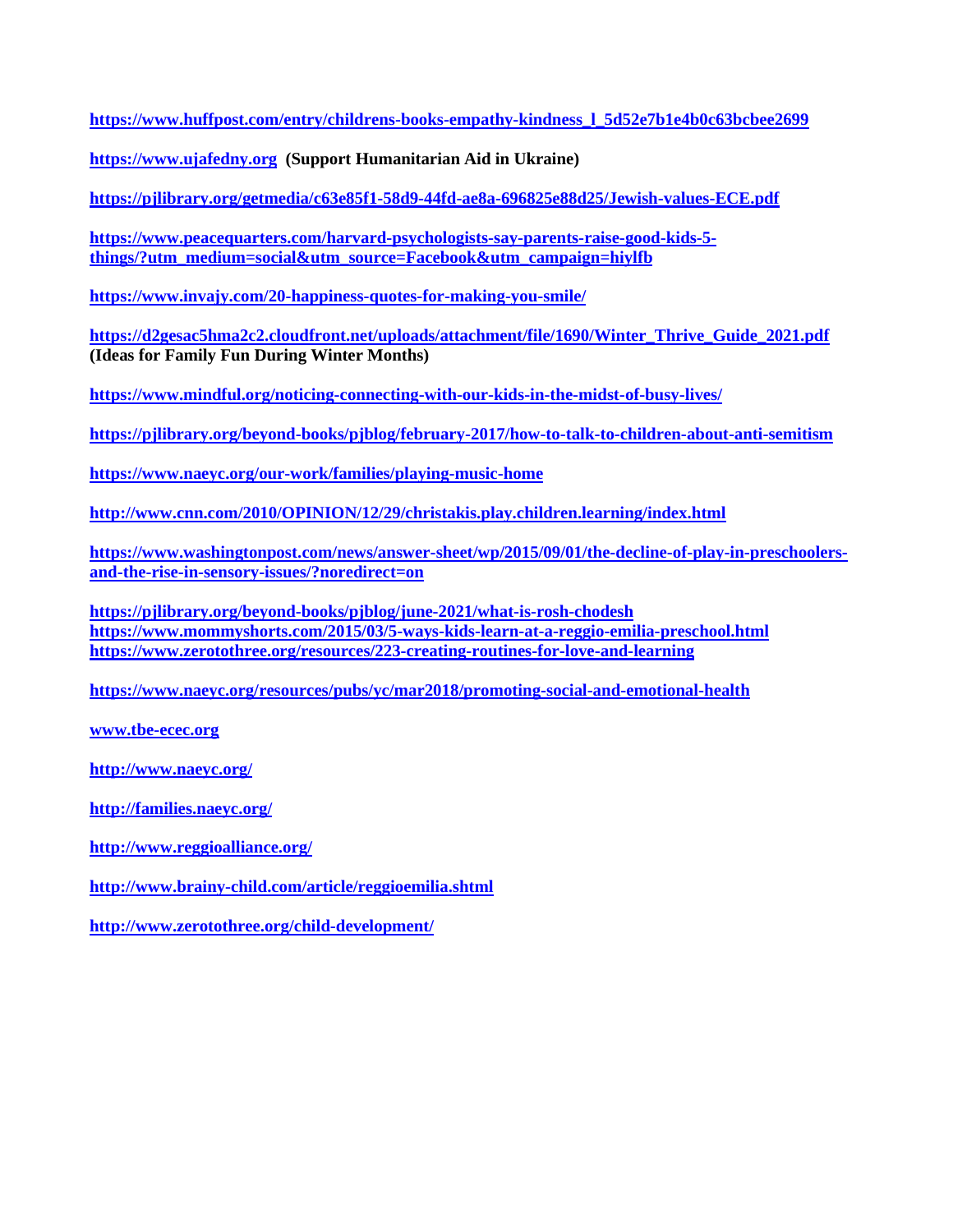**https://www.huffpost.com/entry/childrens-books-empathy-kindness_l_5d52e7b1e4b0c63bcbee2699**

**https://www.ujafedny.org (Support Humanitarian Aid in Ukraine)**

**https://pjlibrary.org/getmedia/c63e85f1-58d9-44fd-ae8a-696825e88d25/Jewish-values-ECE.pdf**

**https://www.peacequarters.com/harvard-psychologists-say-parents-raise-good-kids-5-things/?utm_medium=social&utm_source=Facebook&utm_campaign=hiylfb**

**https://www.invajy.com/20-happiness-quotes-for-making-you-smile/**

**https://d2gesac5hma2c2.cloudfront.net/uploads/attachment/file/1690/Winter_Thrive_Guide_2021.pdf (Ideas for Family Fun During Winter Months)**

**https://www.mindful.org/noticing-connecting-with-our-kids-in-the-midst-of-busy-lives/**

**https://pjlibrary.org/beyond-books/pjblog/february-2017/how-to-talk-to-children-about-anti-semitism**

**https://www.naeyc.org/our-work/families/playing-music-home**

**http://www.cnn.com/2010/OPINION/12/29/christakis.play.children.learning/index.html**

**https://www.washingtonpost.com/news/answer-sheet/wp/2015/09/01/the-decline-of-play-in-preschoolers-and-the-rise-in-sensory-issues/?noredirect=on**

**https://pjlibrary.org/beyond-books/pjblog/june-2021/what-is-rosh-chodesh**
**https://www.mommyshorts.com/2015/03/5-ways-kids-learn-at-a-reggio-emilia-preschool.html**
**https://www.zerotothree.org/resources/223-creating-routines-for-love-and-learning**

**https://www.naeyc.org/resources/pubs/yc/mar2018/promoting-social-and-emotional-health**

**www.tbe-ecec.org**

**http://www.naeyc.org/**

**http://families.naeyc.org/**

**http://www.reggioalliance.org/**

**http://www.brainy-child.com/article/reggioemilia.shtml**

**http://www.zerotothree.org/child-development/**